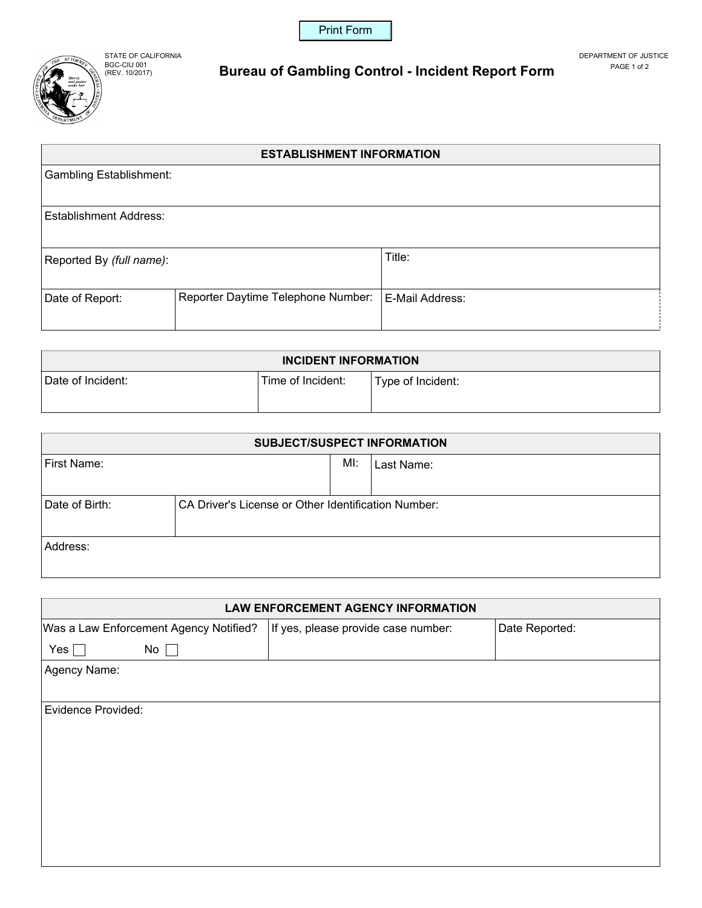STATE OF CALIFORNIA
BGC-CIU 001
(REV. 10/2017)

DEPARTMENT OF JUSTICE

# Bureau of Gambling Control - Incident Report Form

## ESTABLISHMENT INFORMATION

| | | |
|---|---|---|
| Gambling Establishment: | | |
| Establishment Address: | | |
| Reported By *(full name)*: | | Title: |
| Date of Report: | Reporter Daytime Telephone Number: | E-Mail Address: |

## INCIDENT INFORMATION

| Date of Incident: | Time of Incident: | Type of Incident: |
|---|---|---|
| | | |

## SUBJECT/SUSPECT INFORMATION

| | | |
|---|---|---|
| First Name: | MI: | Last Name: |
| Date of Birth: | CA Driver's License or Other Identification Number: | |
| Address: | | |

## LAW ENFORCEMENT AGENCY INFORMATION

| | | |
|---|---|---|
| Was a Law Enforcement Agency Notified?<br>Yes ☐ No ☐ | If yes, please provide case number: | Date Reported: |
| Agency Name: | | |
| Evidence Provided: | | |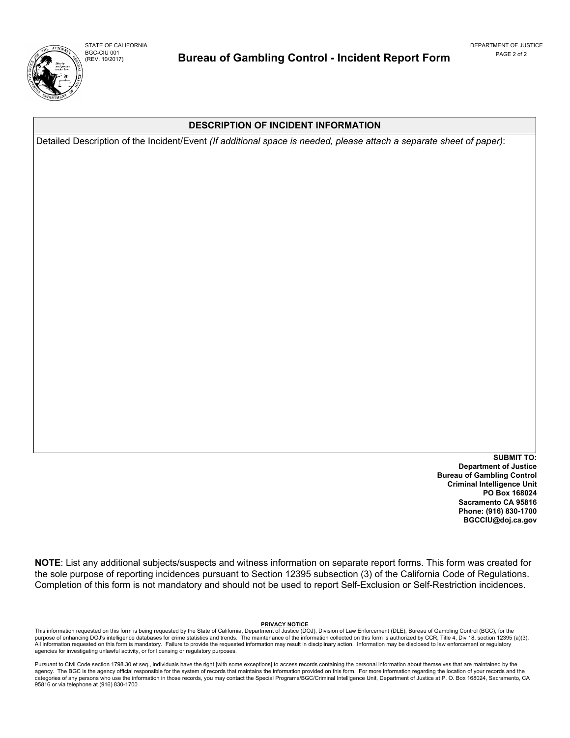STATE OF CALIFORNIA
BGC-CIU 001
(REV. 10/2017)

DEPARTMENT OF JUSTICE

# Bureau of Gambling Control - Incident Report Form

## DESCRIPTION OF INCIDENT INFORMATION

Detailed Description of the Incident/Event *(If additional space is needed, please attach a separate sheet of paper)*:

**SUBMIT TO:**
**Department of Justice**
**Bureau of Gambling Control**
**Criminal Intelligence Unit**
**PO Box 168024**
**Sacramento CA 95816**
**Phone: (916) 830-1700**
**BGCCIU@doj.ca.gov**

**NOTE**: List any additional subjects/suspects and witness information on separate report forms. This form was created for the sole purpose of reporting incidences pursuant to Section 12395 subsection (3) of the California Code of Regulations. Completion of this form is not mandatory and should not be used to report Self-Exclusion or Self-Restriction incidences.

**PRIVACY NOTICE**

This information requested on this form is being requested by the State of California, Department of Justice (DOJ), Division of Law Enforcement (DLE), Bureau of Gambling Control (BGC), for the purpose of enhancing DOJ's intelligence databases for crime statistics and trends. The maintenance of the information collected on this form is authorized by CCR, Title 4, Div 18, section 12395 (a)(3). All information requested on this form is mandatory. Failure to provide the requested information may result in disciplinary action. Information may be disclosed to law enforcement or regulatory agencies for investigating unlawful activity, or for licensing or regulatory purposes.

Pursuant to Civil Code section 1798.30 et seq., individuals have the right [with some exceptions] to access records containing the personal information about themselves that are maintained by the agency. The BGC is the agency official responsible for the system of records that maintains the information provided on this form. For more information regarding the location of your records and the categories of any persons who use the information in those records, you may contact the Special Programs/BGC/Criminal Intelligence Unit, Department of Justice at P. O. Box 168024, Sacramento, CA 95816 or via telephone at (916) 830-1700